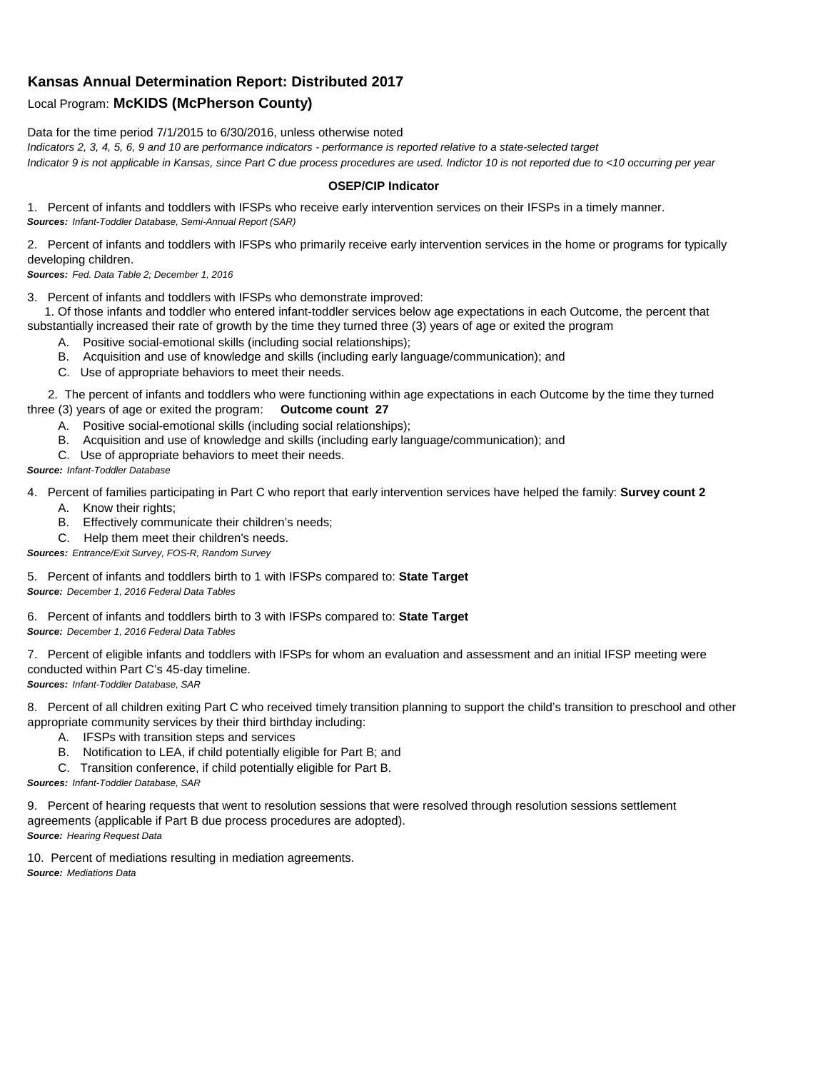# Kansas Annual Determination Report: Distributed 2017

Local Program: **McKIDS (McPherson County)**

Data for the time period 7/1/2015 to 6/30/2016, unless otherwise noted

*Indicators 2, 3, 4, 5, 6, 9 and 10 are performance indicators - performance is reported relative to a state-selected target*

*Indicator 9 is not applicable in Kansas, since Part C due process procedures are used. Indictor 10 is not reported due to <10 occurring per year*

**OSEP/CIP Indicator**

1. Percent of infants and toddlers with IFSPs who receive early intervention services on their IFSPs in a timely manner.
***Sources:*** *Infant-Toddler Database, Semi-Annual Report (SAR)*

2. Percent of infants and toddlers with IFSPs who primarily receive early intervention services in the home or programs for typically developing children.
***Sources:*** *Fed. Data Table 2; December 1, 2016*

3. Percent of infants and toddlers with IFSPs who demonstrate improved:

   1. Of those infants and toddler who entered infant-toddler services below age expectations in each Outcome, the percent that substantially increased their rate of growth by the time they turned three (3) years of age or exited the program
      - A. Positive social-emotional skills (including social relationships);
      - B. Acquisition and use of knowledge and skills (including early language/communication); and
      - C. Use of appropriate behaviors to meet their needs.

   2. The percent of infants and toddlers who were functioning within age expectations in each Outcome by the time they turned three (3) years of age or exited the program: **Outcome count 27**
      - A. Positive social-emotional skills (including social relationships);
      - B. Acquisition and use of knowledge and skills (including early language/communication); and
      - C. Use of appropriate behaviors to meet their needs.

***Source:*** *Infant-Toddler Database*

4. Percent of families participating in Part C who report that early intervention services have helped the family: **Survey count 2**
   - A. Know their rights;
   - B. Effectively communicate their children's needs;
   - C. Help them meet their children's needs.

***Sources:*** *Entrance/Exit Survey, FOS-R, Random Survey*

5. Percent of infants and toddlers birth to 1 with IFSPs compared to: **State Target**
***Source:*** *December 1, 2016 Federal Data Tables*

6. Percent of infants and toddlers birth to 3 with IFSPs compared to: **State Target**
***Source:*** *December 1, 2016 Federal Data Tables*

7. Percent of eligible infants and toddlers with IFSPs for whom an evaluation and assessment and an initial IFSP meeting were conducted within Part C's 45-day timeline.
***Sources:*** *Infant-Toddler Database, SAR*

8. Percent of all children exiting Part C who received timely transition planning to support the child's transition to preschool and other appropriate community services by their third birthday including:
   - A. IFSPs with transition steps and services
   - B. Notification to LEA, if child potentially eligible for Part B; and
   - C. Transition conference, if child potentially eligible for Part B.

***Sources:*** *Infant-Toddler Database, SAR*

9. Percent of hearing requests that went to resolution sessions that were resolved through resolution sessions settlement agreements (applicable if Part B due process procedures are adopted).
***Source:*** *Hearing Request Data*

10. Percent of mediations resulting in mediation agreements.
***Source:*** *Mediations Data*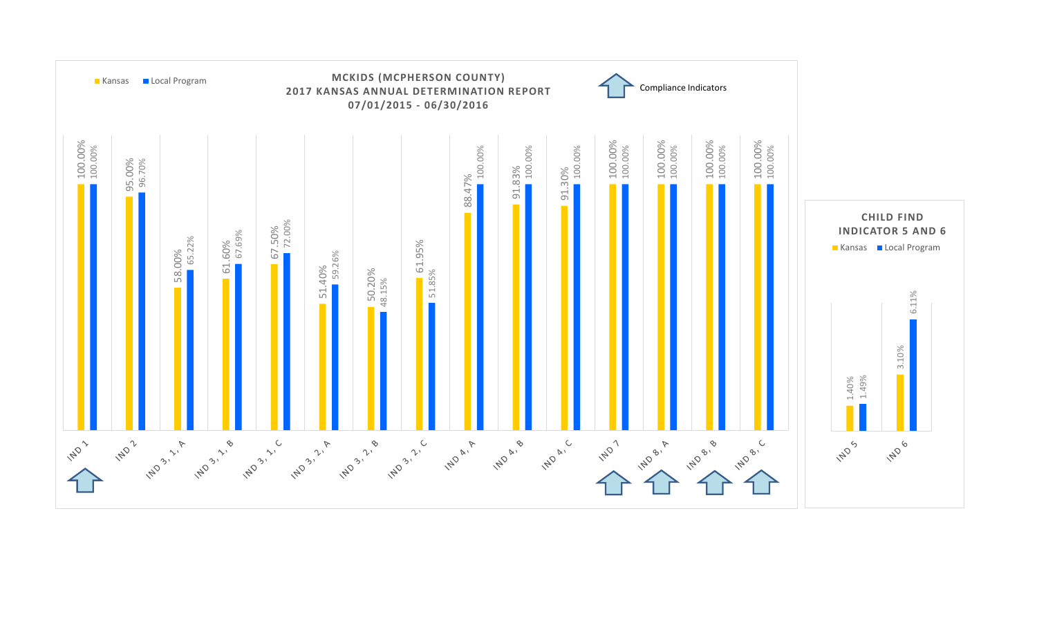Kansas Local Program

**MCKIDS (MCPHERSON COUNTY)**
**2017 KANSAS ANNUAL DETERMINATION REPORT**
**07/01/2015 - 06/30/2016**

Compliance Indicators

IND 1: 100.00% 100.00%
IND 2: 95.00% 96.70%
IND 3, 1, A: 58.00% 65.22%
IND 3, 1, B: 61.60% 67.69%
IND 3, 1, C: 67.50% 72.00%
IND 3, 2, A: 51.40% 59.26%
IND 3, 2, B: 50.20% 48.15%
IND 3, 2, C: 61.95% 51.85%
IND 4, A: 88.47% 100.00%
IND 4, B: 91.83% 100.00%
IND 4, C: 91.30% 100.00%
IND 7: 100.00% 100.00%
IND 8, A: 100.00% 100.00%
IND 8, B: 100.00% 100.00%
IND 8, C: 100.00% 100.00%

**CHILD FIND**
**INDICATOR 5 AND 6**

Kansas Local Program

IND 5: 1.40% 1.49%
IND 6: 3.10% 6.11%